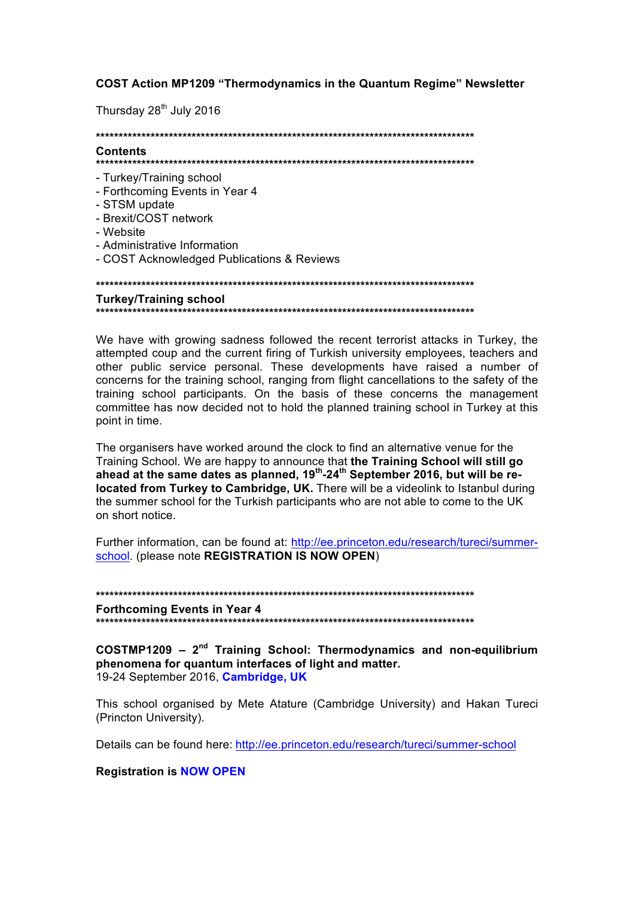**COST Action MP1209 "Thermodynamics in the Quantum Regime" Newsletter**

Thursday 28th July 2016

*************************************************************************************

**Contents**

*************************************************************************************

- Turkey/Training school
- Forthcoming Events in Year 4
- STSM update
- Brexit/COST network
- Website
- Administrative Information
- COST Acknowledged Publications & Reviews

*************************************************************************************

**Turkey/Training school**

*************************************************************************************

We have with growing sadness followed the recent terrorist attacks in Turkey, the attempted coup and the current firing of Turkish university employees, teachers and other public service personal. These developments have raised a number of concerns for the training school, ranging from flight cancellations to the safety of the training school participants. On the basis of these concerns the management committee has now decided not to hold the planned training school in Turkey at this point in time.

The organisers have worked around the clock to find an alternative venue for the Training School. We are happy to announce that **the Training School will still go ahead at the same dates as planned, 19th-24th September 2016, but will be re-located from Turkey to Cambridge, UK.** There will be a videolink to Istanbul during the summer school for the Turkish participants who are not able to come to the UK on short notice.

Further information, can be found at: http://ee.princeton.edu/research/tureci/summer-school. (please note **REGISTRATION IS NOW OPEN**)

*************************************************************************************

**Forthcoming Events in Year 4**

*************************************************************************************

**COSTMP1209 – 2nd Training School: Thermodynamics and non-equilibrium phenomena for quantum interfaces of light and matter.**
19-24 September 2016, **Cambridge, UK**

This school organised by Mete Atature (Cambridge University) and Hakan Tureci (Princton University).

Details can be found here: http://ee.princeton.edu/research/tureci/summer-school

**Registration is NOW OPEN**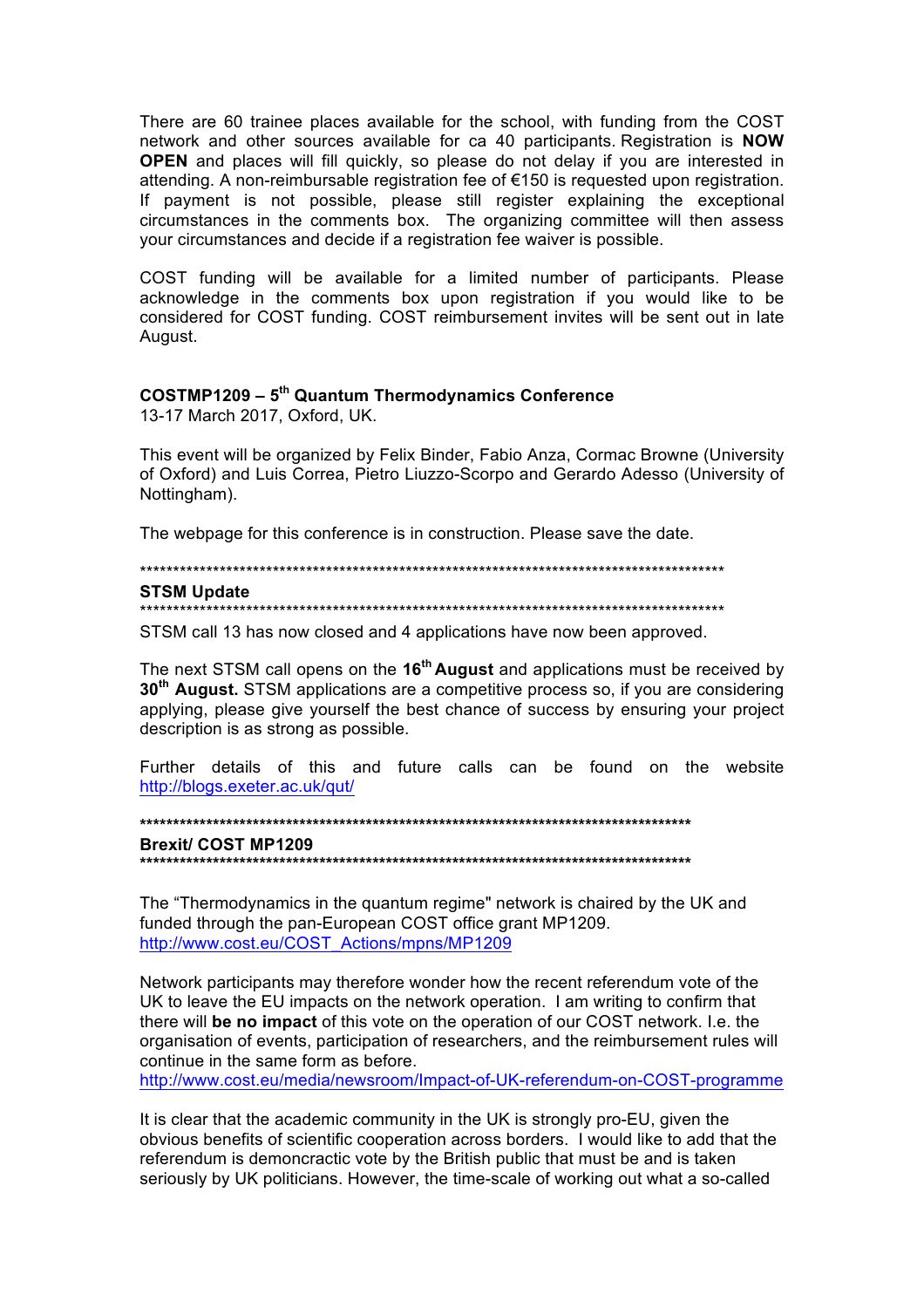There are 60 trainee places available for the school, with funding from the COST network and other sources available for ca 40 participants. Registration is **NOW OPEN** and places will fill quickly, so please do not delay if you are interested in attending. A non-reimbursable registration fee of €150 is requested upon registration. If payment is not possible, please still register explaining the exceptional circumstances in the comments box. The organizing committee will then assess your circumstances and decide if a registration fee waiver is possible.

COST funding will be available for a limited number of participants. Please acknowledge in the comments box upon registration if you would like to be considered for COST funding. COST reimbursement invites will be sent out in late August.

**COSTMP1209 – 5th Quantum Thermodynamics Conference**
13-17 March 2017, Oxford, UK.

This event will be organized by Felix Binder, Fabio Anza, Cormac Browne (University of Oxford) and Luis Correa, Pietro Liuzzo-Scorpo and Gerardo Adesso (University of Nottingham).

The webpage for this conference is in construction. Please save the date.

*******************************************************************************************
**STSM Update**
*******************************************************************************************

STSM call 13 has now closed and 4 applications have now been approved.

The next STSM call opens on the **16th August** and applications must be received by **30th August.** STSM applications are a competitive process so, if you are considering applying, please give yourself the best chance of success by ensuring your project description is as strong as possible.

Further details of this and future calls can be found on the website http://blogs.exeter.ac.uk/qut/

**************************************************************************************
**Brexit/ COST MP1209**
**************************************************************************************

The "Thermodynamics in the quantum regime" network is chaired by the UK and funded through the pan-European COST office grant MP1209.
http://www.cost.eu/COST_Actions/mpns/MP1209

Network participants may therefore wonder how the recent referendum vote of the UK to leave the EU impacts on the network operation. I am writing to confirm that there will **be no impact** of this vote on the operation of our COST network. I.e. the organisation of events, participation of researchers, and the reimbursement rules will continue in the same form as before.
http://www.cost.eu/media/newsroom/Impact-of-UK-referendum-on-COST-programme

It is clear that the academic community in the UK is strongly pro-EU, given the obvious benefits of scientific cooperation across borders. I would like to add that the referendum is demoncractic vote by the British public that must be and is taken seriously by UK politicians. However, the time-scale of working out what a so-called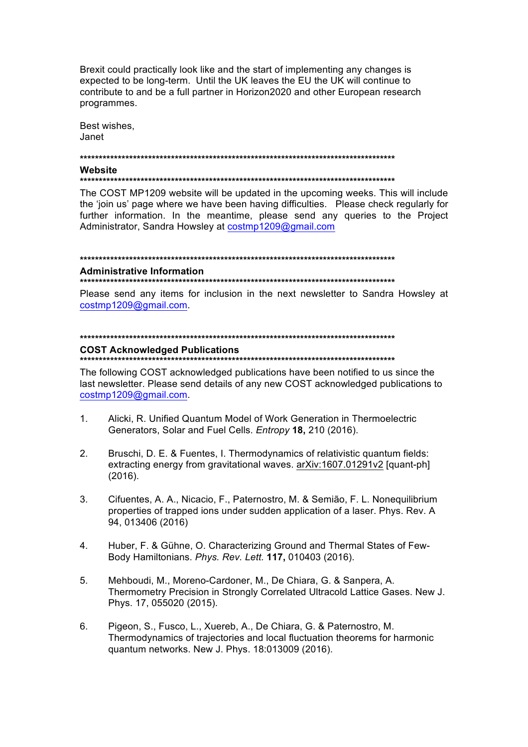Brexit could practically look like and the start of implementing any changes is expected to be long-term. Until the UK leaves the EU the UK will continue to contribute to and be a full partner in Horizon2020 and other European research programmes.

Best wishes,
Janet

************************************************************************************

## Website

************************************************************************************

The COST MP1209 website will be updated in the upcoming weeks. This will include the 'join us' page where we have been having difficulties. Please check regularly for further information. In the meantime, please send any queries to the Project Administrator, Sandra Howsley at costmp1209@gmail.com

************************************************************************************

## Administrative Information

************************************************************************************

Please send any items for inclusion in the next newsletter to Sandra Howsley at costmp1209@gmail.com.

************************************************************************************

## COST Acknowledged Publications

************************************************************************************

The following COST acknowledged publications have been notified to us since the last newsletter. Please send details of any new COST acknowledged publications to costmp1209@gmail.com.

1. Alicki, R. Unified Quantum Model of Work Generation in Thermoelectric Generators, Solar and Fuel Cells. *Entropy* **18,** 210 (2016).

2. Bruschi, D. E. & Fuentes, I. Thermodynamics of relativistic quantum fields: extracting energy from gravitational waves. arXiv:1607.01291v2 [quant-ph] (2016).

3. Cifuentes, A. A., Nicacio, F., Paternostro, M. & Semião, F. L. Nonequilibrium properties of trapped ions under sudden application of a laser. Phys. Rev. A 94, 013406 (2016)

4. Huber, F. & Gühne, O. Characterizing Ground and Thermal States of Few-Body Hamiltonians. *Phys. Rev. Lett.* **117,** 010403 (2016).

5. Mehboudi, M., Moreno-Cardoner, M., De Chiara, G. & Sanpera, A. Thermometry Precision in Strongly Correlated Ultracold Lattice Gases. New J. Phys. 17, 055020 (2015).

6. Pigeon, S., Fusco, L., Xuereb, A., De Chiara, G. & Paternostro, M. Thermodynamics of trajectories and local fluctuation theorems for harmonic quantum networks. New J. Phys. 18:013009 (2016).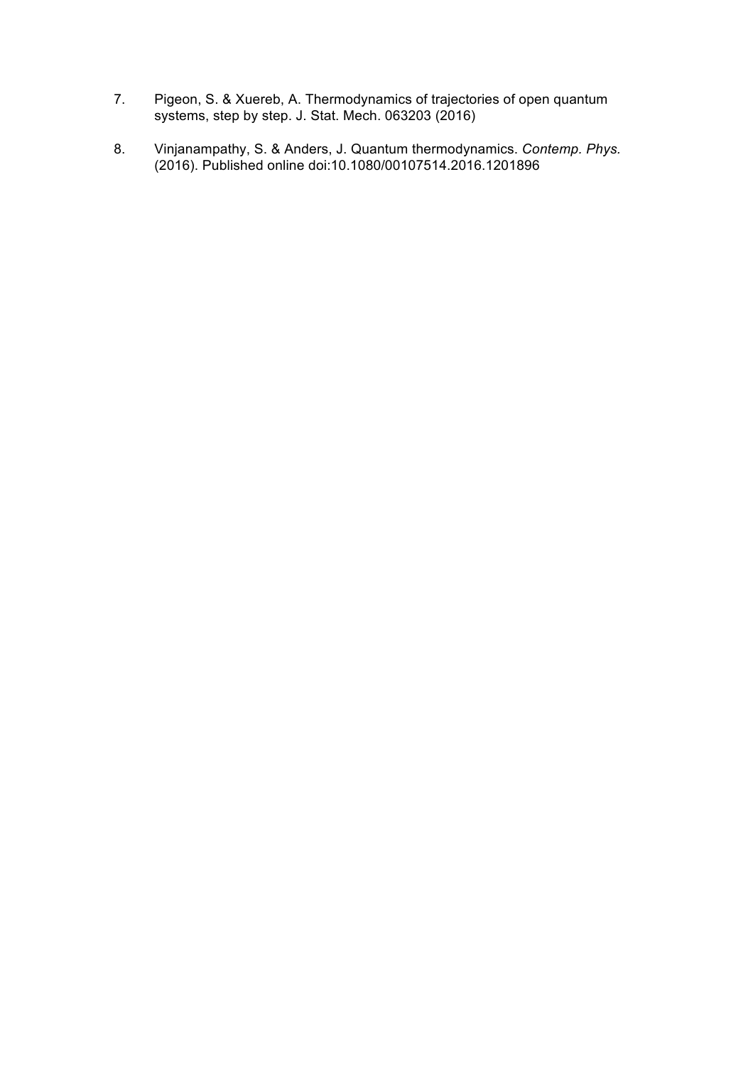7. Pigeon, S. & Xuereb, A. Thermodynamics of trajectories of open quantum systems, step by step. J. Stat. Mech. 063203 (2016)

8. Vinjanampathy, S. & Anders, J. Quantum thermodynamics. *Contemp. Phys.* (2016). Published online doi:10.1080/00107514.2016.1201896